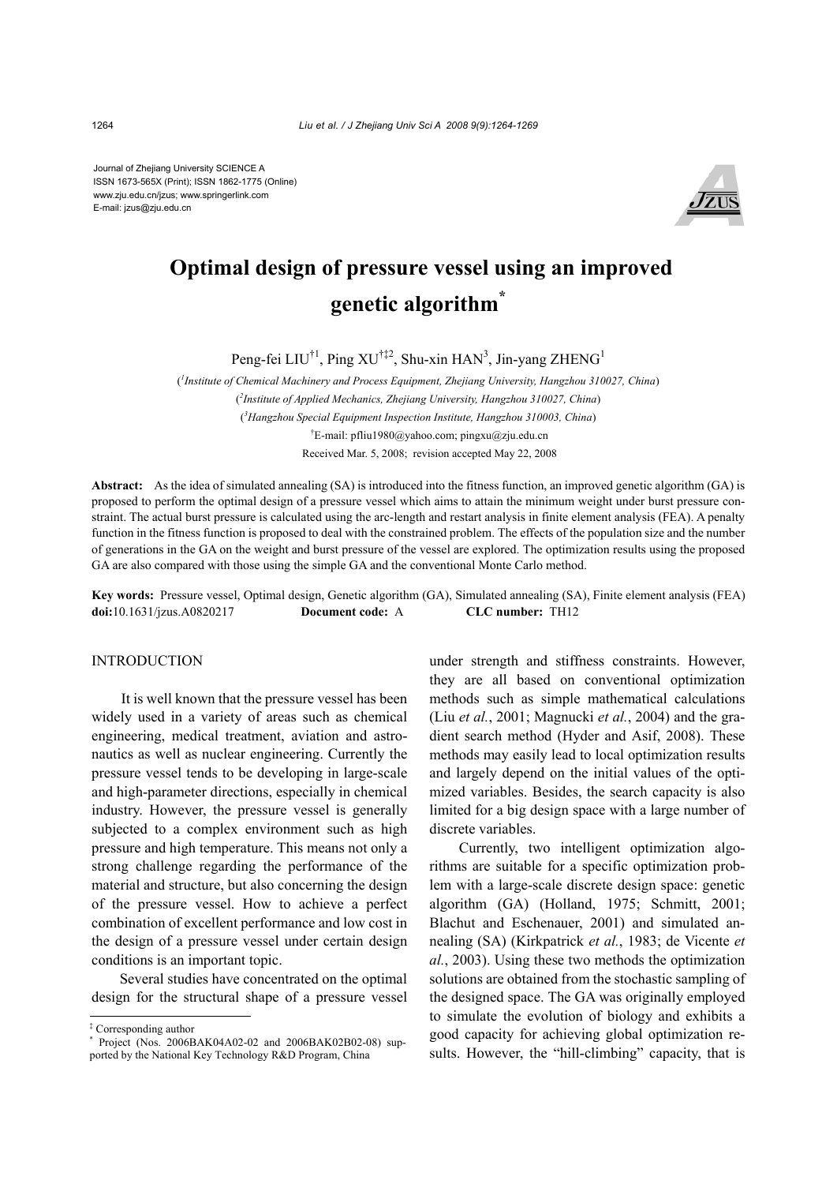Journal of Zhejiang University SCIENCE A
ISSN 1673-565X (Print); ISSN 1862-1775 (Online)
www.zju.edu.cn/jzus; www.springerlink.com
E-mail: jzus@zju.edu.cn

# Optimal design of pressure vessel using an improved genetic algorithm*

Peng-fei LIU[†1], Ping XU[†‡2], Shu-xin HAN[3], Jin-yang ZHENG[1]

([1]*Institute of Chemical Machinery and Process Equipment, Zhejiang University, Hangzhou 310027, China*)

([2]*Institute of Applied Mechanics, Zhejiang University, Hangzhou 310027, China*)

([3]*Hangzhou Special Equipment Inspection Institute, Hangzhou 310003, China*)

[†]E-mail: pfliu1980@yahoo.com; pingxu@zju.edu.cn

Received Mar. 5, 2008; revision accepted May 22, 2008

**Abstract:** As the idea of simulated annealing (SA) is introduced into the fitness function, an improved genetic algorithm (GA) is proposed to perform the optimal design of a pressure vessel which aims to attain the minimum weight under burst pressure constraint. The actual burst pressure is calculated using the arc-length and restart analysis in finite element analysis (FEA). A penalty function in the fitness function is proposed to deal with the constrained problem. The effects of the population size and the number of generations in the GA on the weight and burst pressure of the vessel are explored. The optimization results using the proposed GA are also compared with those using the simple GA and the conventional Monte Carlo method.

**Key words:** Pressure vessel, Optimal design, Genetic algorithm (GA), Simulated annealing (SA), Finite element analysis (FEA)
**doi:**10.1631/jzus.A0820217 **Document code:** A **CLC number:** TH12

## INTRODUCTION

It is well known that the pressure vessel has been widely used in a variety of areas such as chemical engineering, medical treatment, aviation and astronautics as well as nuclear engineering. Currently the pressure vessel tends to be developing in large-scale and high-parameter directions, especially in chemical industry. However, the pressure vessel is generally subjected to a complex environment such as high pressure and high temperature. This means not only a strong challenge regarding the performance of the material and structure, but also concerning the design of the pressure vessel. How to achieve a perfect combination of excellent performance and low cost in the design of a pressure vessel under certain design conditions is an important topic.

Several studies have concentrated on the optimal design for the structural shape of a pressure vessel under strength and stiffness constraints. However, they are all based on conventional optimization methods such as simple mathematical calculations (Liu *et al.*, 2001; Magnucki *et al.*, 2004) and the gradient search method (Hyder and Asif, 2008). These methods may easily lead to local optimization results and largely depend on the initial values of the optimized variables. Besides, the search capacity is also limited for a big design space with a large number of discrete variables.

Currently, two intelligent optimization algorithms are suitable for a specific optimization problem with a large-scale discrete design space: genetic algorithm (GA) (Holland, 1975; Schmitt, 2001; Blachut and Eschenauer, 2001) and simulated annealing (SA) (Kirkpatrick *et al.*, 1983; de Vicente *et al.*, 2003). Using these two methods the optimization solutions are obtained from the stochastic sampling of the designed space. The GA was originally employed to simulate the evolution of biology and exhibits a good capacity for achieving global optimization results. However, the "hill-climbing" capacity, that is

---

‡ Corresponding author
\* Project (Nos. 2006BAK04A02-02 and 2006BAK02B02-08) supported by the National Key Technology R&D Program, China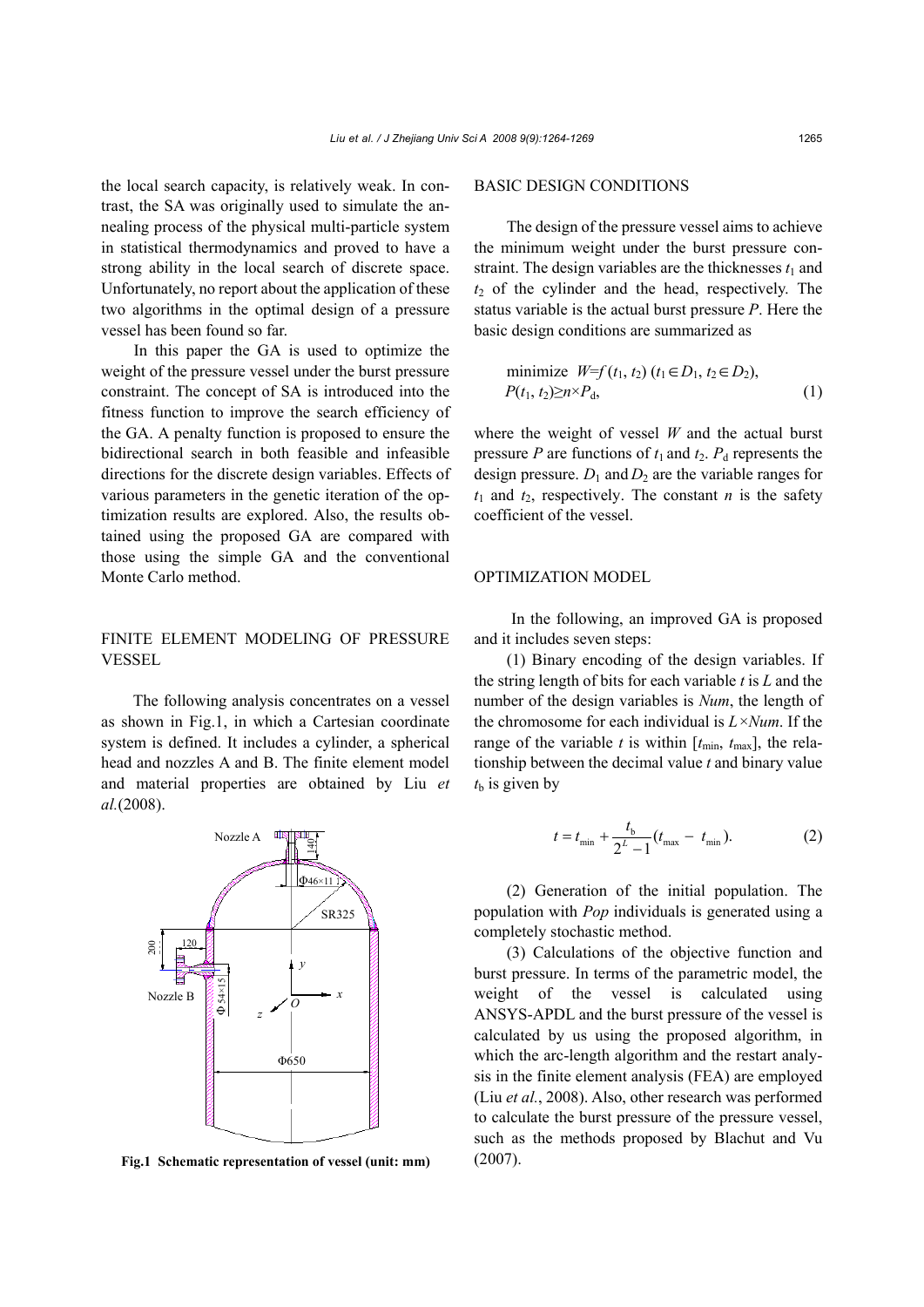the local search capacity, is relatively weak. In contrast, the SA was originally used to simulate the annealing process of the physical multi-particle system in statistical thermodynamics and proved to have a strong ability in the local search of discrete space. Unfortunately, no report about the application of these two algorithms in the optimal design of a pressure vessel has been found so far.

In this paper the GA is used to optimize the weight of the pressure vessel under the burst pressure constraint. The concept of SA is introduced into the fitness function to improve the search efficiency of the GA. A penalty function is proposed to ensure the bidirectional search in both feasible and infeasible directions for the discrete design variables. Effects of various parameters in the genetic iteration of the optimization results are explored. Also, the results obtained using the proposed GA are compared with those using the simple GA and the conventional Monte Carlo method.

## FINITE ELEMENT MODELING OF PRESSURE VESSEL

The following analysis concentrates on a vessel as shown in Fig.1, in which a Cartesian coordinate system is defined. It includes a cylinder, a spherical head and nozzles A and B. The finite element model and material properties are obtained by Liu *et al.*(2008).

**Fig.1 Schematic representation of vessel (unit: mm)**

## BASIC DESIGN CONDITIONS

The design of the pressure vessel aims to achieve the minimum weight under the burst pressure constraint. The design variables are the thicknesses $t_1$ and $t_2$ of the cylinder and the head, respectively. The status variable is the actual burst pressure $P$. Here the basic design conditions are summarized as

$$\text{minimize } W=f(t_1, t_2)\ (t_1\in D_1,\ t_2\in D_2),$$
$$P(t_1, t_2)\geq n\times P_d, \tag{1}$$

where the weight of vessel $W$ and the actual burst pressure $P$ are functions of $t_1$ and $t_2$. $P_d$ represents the design pressure. $D_1$ and $D_2$ are the variable ranges for $t_1$ and $t_2$, respectively. The constant $n$ is the safety coefficient of the vessel.

## OPTIMIZATION MODEL

In the following, an improved GA is proposed and it includes seven steps:

(1) Binary encoding of the design variables. If the string length of bits for each variable $t$ is $L$ and the number of the design variables is $Num$, the length of the chromosome for each individual is $L\times Num$. If the range of the variable $t$ is within $[t_{\min}, t_{\max}]$, the relationship between the decimal value $t$ and binary value $t_b$ is given by

$$t = t_{\min} + \frac{t_b}{2^L - 1}(t_{\max} - t_{\min}). \tag{2}$$

(2) Generation of the initial population. The population with $Pop$ individuals is generated using a completely stochastic method.

(3) Calculations of the objective function and burst pressure. In terms of the parametric model, the weight of the vessel is calculated using ANSYS-APDL and the burst pressure of the vessel is calculated by us using the proposed algorithm, in which the arc-length algorithm and the restart analysis in the finite element analysis (FEA) are employed (Liu *et al.*, 2008). Also, other research was performed to calculate the burst pressure of the pressure vessel, such as the methods proposed by Blachut and Vu (2007).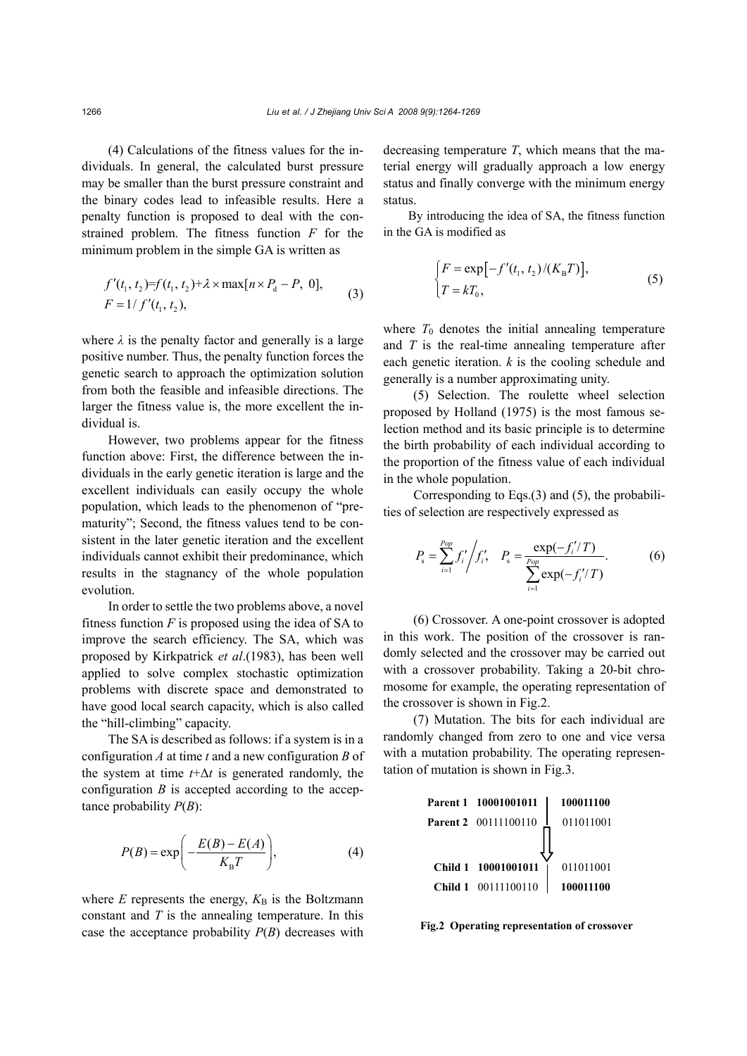(4) Calculations of the fitness values for the individuals. In general, the calculated burst pressure may be smaller than the burst pressure constraint and the binary codes lead to infeasible results. Here a penalty function is proposed to deal with the constrained problem. The fitness function $F$ for the minimum problem in the simple GA is written as

$$
\begin{aligned}
&f'(t_1, t_2)=f(t_1, t_2)+\lambda \times \max[n \times P_{\mathrm{d}} - P,\ 0], \\
&F = 1/f'(t_1, t_2),
\end{aligned}
\tag{3}
$$

where $\lambda$ is the penalty factor and generally is a large positive number. Thus, the penalty function forces the genetic search to approach the optimization solution from both the feasible and infeasible directions. The larger the fitness value is, the more excellent the individual is.

However, two problems appear for the fitness function above: First, the difference between the individuals in the early genetic iteration is large and the excellent individuals can easily occupy the whole population, which leads to the phenomenon of "prematurity"; Second, the fitness values tend to be consistent in the later genetic iteration and the excellent individuals cannot exhibit their predominance, which results in the stagnancy of the whole population evolution.

In order to settle the two problems above, a novel fitness function $F$ is proposed using the idea of SA to improve the search efficiency. The SA, which was proposed by Kirkpatrick *et al*.(1983), has been well applied to solve complex stochastic optimization problems with discrete space and demonstrated to have good local search capacity, which is also called the "hill-climbing" capacity.

The SA is described as follows: if a system is in a configuration $A$ at time $t$ and a new configuration $B$ of the system at time $t+\Delta t$ is generated randomly, the configuration $B$ is accepted according to the acceptance probability $P(B)$:

$$
P(B) = \exp\left(-\frac{E(B)-E(A)}{K_{\mathrm{B}}T}\right),
\tag{4}
$$

where $E$ represents the energy, $K_{\mathrm{B}}$ is the Boltzmann constant and $T$ is the annealing temperature. In this case the acceptance probability $P(B)$ decreases with decreasing temperature $T$, which means that the material energy will gradually approach a low energy status and finally converge with the minimum energy status.

By introducing the idea of SA, the fitness function in the GA is modified as

$$
\begin{cases}
F = \exp\left[-f'(t_1, t_2)/(K_{\mathrm{B}}T)\right], \\
T = kT_0,
\end{cases}
\tag{5}
$$

where $T_0$ denotes the initial annealing temperature and $T$ is the real-time annealing temperature after each genetic iteration. $k$ is the cooling schedule and generally is a number approximating unity.

(5) Selection. The roulette wheel selection proposed by Holland (1975) is the most famous selection method and its basic principle is to determine the birth probability of each individual according to the proportion of the fitness value of each individual in the whole population.

Corresponding to Eqs.(3) and (5), the probabilities of selection are respectively expressed as

$$
P_{\mathrm{s}} = \sum_{i=1}^{Pop} f_i' \bigg/ f_i', \quad P_{\mathrm{s}} = \frac{\exp(-f_i'/T)}{\sum_{i=1}^{Pop} \exp(-f_i'/T)}.
\tag{6}
$$

(6) Crossover. A one-point crossover is adopted in this work. The position of the crossover is randomly selected and the crossover may be carried out with a crossover probability. Taking a 20-bit chromosome for example, the operating representation of the crossover is shown in Fig.2.

(7) Mutation. The bits for each individual are randomly changed from zero to one and vice versa with a mutation probability. The operating representation of mutation is shown in Fig.3.

| | | |
|---|---|---|
| **Parent 1** | **10001001011** | **100011100** |
| **Parent 2** | 00111100110 | 011011001 |
| **Child 1** | **10001001011** | 011011001 |
| **Child 1** | 00111100110 | **100011100** |

**Fig.2 Operating representation of crossover**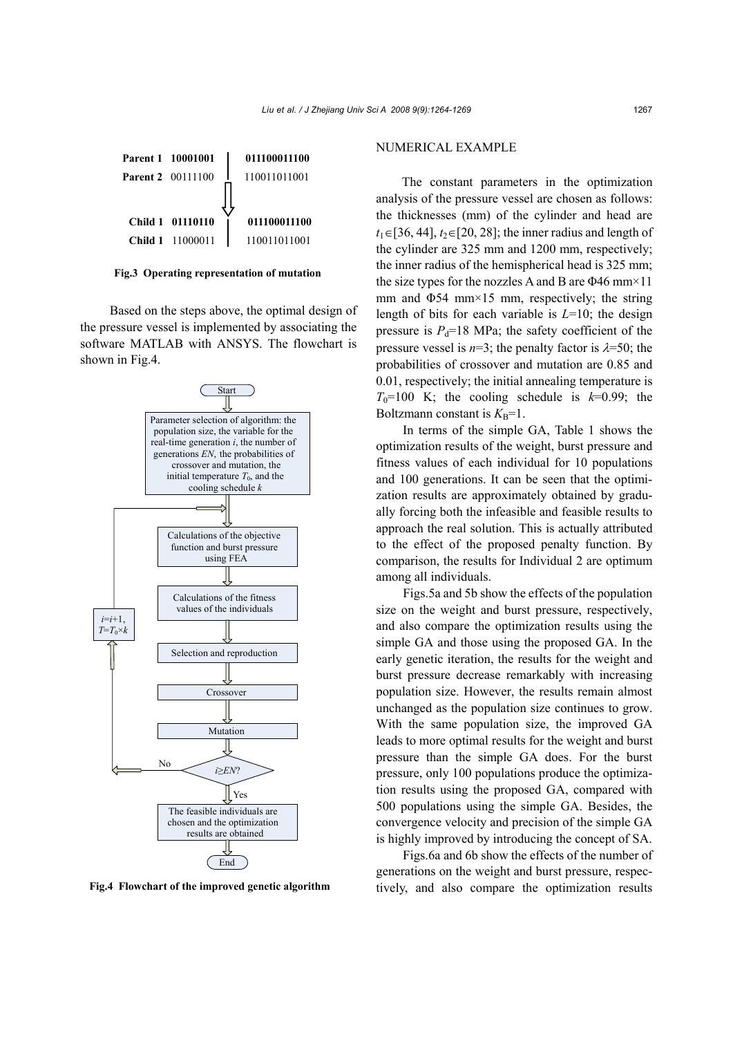| | | |
|---|---|---|
| **Parent 1** | **10001001** | **011100011100** |
| **Parent 2** | 00111100 | 110011011001 |
| **Child 1** | **01110110** | **011100011100** |
| **Child 1** | 11000011 | 110011011001 |

**Fig.3 Operating representation of mutation**

Based on the steps above, the optimal design of the pressure vessel is implemented by associating the software MATLAB with ANSYS. The flowchart is shown in Fig.4.

Start → Parameter selection of algorithm: the population size, the variable for the real-time generation $i$, the number of generations $EN$, the probabilities of crossover and mutation, the initial temperature $T_0$, and the cooling schedule $k$ → Calculations of the objective function and burst pressure using FEA → Calculations of the fitness values of the individuals → Selection and reproduction → Crossover → Mutation → $i \geq EN$? (No: $i=i+1$, $T=T_0 \times k$, return to calculations of the objective function; Yes:) → The feasible individuals are chosen and the optimization results are obtained → End

**Fig.4 Flowchart of the improved genetic algorithm**

## NUMERICAL EXAMPLE

The constant parameters in the optimization analysis of the pressure vessel are chosen as follows: the thicknesses (mm) of the cylinder and head are $t_1 \in [36, 44]$, $t_2 \in [20, 28]$; the inner radius and length of the cylinder are 325 mm and 1200 mm, respectively; the inner radius of the hemispherical head is 325 mm; the size types for the nozzles A and B are $\Phi$46 mm×11 mm and $\Phi$54 mm×15 mm, respectively; the string length of bits for each variable is $L$=10; the design pressure is $P_d$=18 MPa; the safety coefficient of the pressure vessel is $n$=3; the penalty factor is $\lambda$=50; the probabilities of crossover and mutation are 0.85 and 0.01, respectively; the initial annealing temperature is $T_0$=100 K; the cooling schedule is $k$=0.99; the Boltzmann constant is $K_B$=1.

In terms of the simple GA, Table 1 shows the optimization results of the weight, burst pressure and fitness values of each individual for 10 populations and 100 generations. It can be seen that the optimization results are approximately obtained by gradually forcing both the infeasible and feasible results to approach the real solution. This is actually attributed to the effect of the proposed penalty function. By comparison, the results for Individual 2 are optimum among all individuals.

Figs.5a and 5b show the effects of the population size on the weight and burst pressure, respectively, and also compare the optimization results using the simple GA and those using the proposed GA. In the early genetic iteration, the results for the weight and burst pressure decrease remarkably with increasing population size. However, the results remain almost unchanged as the population size continues to grow. With the same population size, the improved GA leads to more optimal results for the weight and burst pressure than the simple GA does. For the burst pressure, only 100 populations produce the optimization results using the proposed GA, compared with 500 populations using the simple GA. Besides, the convergence velocity and precision of the simple GA is highly improved by introducing the concept of SA.

Figs.6a and 6b show the effects of the number of generations on the weight and burst pressure, respectively, and also compare the optimization results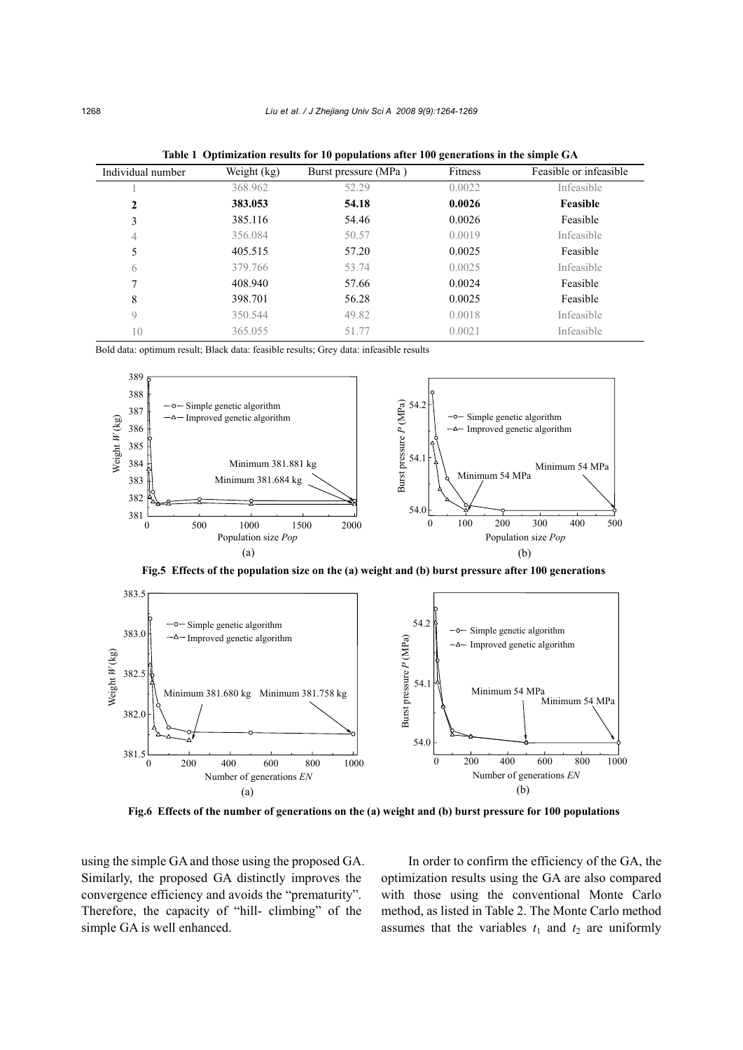**Table 1 Optimization results for 10 populations after 100 generations in the simple GA**

| Individual number | Weight (kg) | Burst pressure (MPa ) | Fitness | Feasible or infeasible |
|---|---|---|---|---|
| 1 | 368.962 | 52.29 | 0.0022 | Infeasible |
| **2** | **383.053** | **54.18** | **0.0026** | **Feasible** |
| 3 | 385.116 | 54.46 | 0.0026 | Feasible |
| 4 | 356.084 | 50.57 | 0.0019 | Infeasible |
| 5 | 405.515 | 57.20 | 0.0025 | Feasible |
| 6 | 379.766 | 53.74 | 0.0025 | Infeasible |
| 7 | 408.940 | 57.66 | 0.0024 | Feasible |
| 8 | 398.701 | 56.28 | 0.0025 | Feasible |
| 9 | 350.544 | 49.82 | 0.0018 | Infeasible |
| 10 | 365.055 | 51.77 | 0.0021 | Infeasible |

Bold data: optimum result; Black data: feasible results; Grey data: infeasible results

**Fig.5 Effects of the population size on the (a) weight and (b) burst pressure after 100 generations**

**Fig.6 Effects of the number of generations on the (a) weight and (b) burst pressure for 100 populations**

using the simple GA and those using the proposed GA. Similarly, the proposed GA distinctly improves the convergence efficiency and avoids the "prematurity". Therefore, the capacity of "hill- climbing" of the simple GA is well enhanced.

In order to confirm the efficiency of the GA, the optimization results using the GA are also compared with those using the conventional Monte Carlo method, as listed in Table 2. The Monte Carlo method assumes that the variables $t_1$ and $t_2$ are uniformly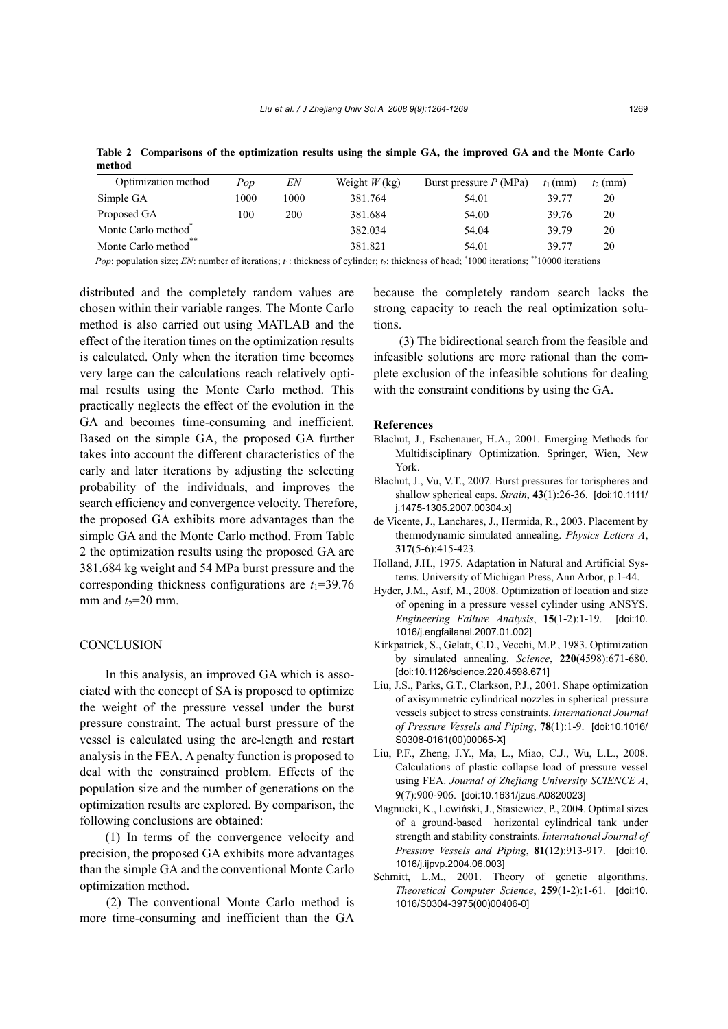**Table 2 Comparisons of the optimization results using the simple GA, the improved GA and the Monte Carlo method**

| Optimization method | *Pop* | *EN* | Weight *W* (kg) | Burst pressure *P* (MPa) | $t_1$ (mm) | $t_2$ (mm) |
|---|---|---|---|---|---|---|
| Simple GA | 1000 | 1000 | 381.764 | 54.01 | 39.77 | 20 |
| Proposed GA | 100 | 200 | 381.684 | 54.00 | 39.76 | 20 |
| Monte Carlo method* | | | 382.034 | 54.04 | 39.79 | 20 |
| Monte Carlo method** | | | 381.821 | 54.01 | 39.77 | 20 |

*Pop*: population size; *EN*: number of iterations; $t_1$: thickness of cylinder; $t_2$: thickness of head; *1000 iterations; **10000 iterations

distributed and the completely random values are chosen within their variable ranges. The Monte Carlo method is also carried out using MATLAB and the effect of the iteration times on the optimization results is calculated. Only when the iteration time becomes very large can the calculations reach relatively optimal results using the Monte Carlo method. This practically neglects the effect of the evolution in the GA and becomes time-consuming and inefficient. Based on the simple GA, the proposed GA further takes into account the different characteristics of the early and later iterations by adjusting the selecting probability of the individuals, and improves the search efficiency and convergence velocity. Therefore, the proposed GA exhibits more advantages than the simple GA and the Monte Carlo method. From Table 2 the optimization results using the proposed GA are 381.684 kg weight and 54 MPa burst pressure and the corresponding thickness configurations are $t_1$=39.76 mm and $t_2$=20 mm.

## CONCLUSION

In this analysis, an improved GA which is associated with the concept of SA is proposed to optimize the weight of the pressure vessel under the burst pressure constraint. The actual burst pressure of the vessel is calculated using the arc-length and restart analysis in the FEA. A penalty function is proposed to deal with the constrained problem. Effects of the population size and the number of generations on the optimization results are explored. By comparison, the following conclusions are obtained:

(1) In terms of the convergence velocity and precision, the proposed GA exhibits more advantages than the simple GA and the conventional Monte Carlo optimization method.

(2) The conventional Monte Carlo method is more time-consuming and inefficient than the GA because the completely random search lacks the strong capacity to reach the real optimization solutions.

(3) The bidirectional search from the feasible and infeasible solutions are more rational than the complete exclusion of the infeasible solutions for dealing with the constraint conditions by using the GA.

## References

Blachut, J., Eschenauer, H.A., 2001. Emerging Methods for Multidisciplinary Optimization. Springer, Wien, New York.

Blachut, J., Vu, V.T., 2007. Burst pressures for torispheres and shallow spherical caps. *Strain*, **43**(1):26-36. [doi:10.1111/j.1475-1305.2007.00304.x]

de Vicente, J., Lanchares, J., Hermida, R., 2003. Placement by thermodynamic simulated annealing. *Physics Letters A*, **317**(5-6):415-423.

Holland, J.H., 1975. Adaptation in Natural and Artificial Systems. University of Michigan Press, Ann Arbor, p.1-44.

Hyder, J.M., Asif, M., 2008. Optimization of location and size of opening in a pressure vessel cylinder using ANSYS. *Engineering Failure Analysis*, **15**(1-2):1-19. [doi:10.1016/j.engfailanal.2007.01.002]

Kirkpatrick, S., Gelatt, C.D., Vecchi, M.P., 1983. Optimization by simulated annealing. *Science*, **220**(4598):671-680. [doi:10.1126/science.220.4598.671]

Liu, J.S., Parks, G.T., Clarkson, P.J., 2001. Shape optimization of axisymmetric cylindrical nozzles in spherical pressure vessels subject to stress constraints. *International Journal of Pressure Vessels and Piping*, **78**(1):1-9. [doi:10.1016/S0308-0161(00)00065-X]

Liu, P.F., Zheng, J.Y., Ma, L., Miao, C.J., Wu, L.L., 2008. Calculations of plastic collapse load of pressure vessel using FEA. *Journal of Zhejiang University SCIENCE A*, **9**(7):900-906. [doi:10.1631/jzus.A0820023]

Magnucki, K., Lewiński, J., Stasiewicz, P., 2004. Optimal sizes of a ground-based horizontal cylindrical tank under strength and stability constraints. *International Journal of Pressure Vessels and Piping*, **81**(12):913-917. [doi:10.1016/j.ijpvp.2004.06.003]

Schmitt, L.M., 2001. Theory of genetic algorithms. *Theoretical Computer Science*, **259**(1-2):1-61. [doi:10.1016/S0304-3975(00)00406-0]